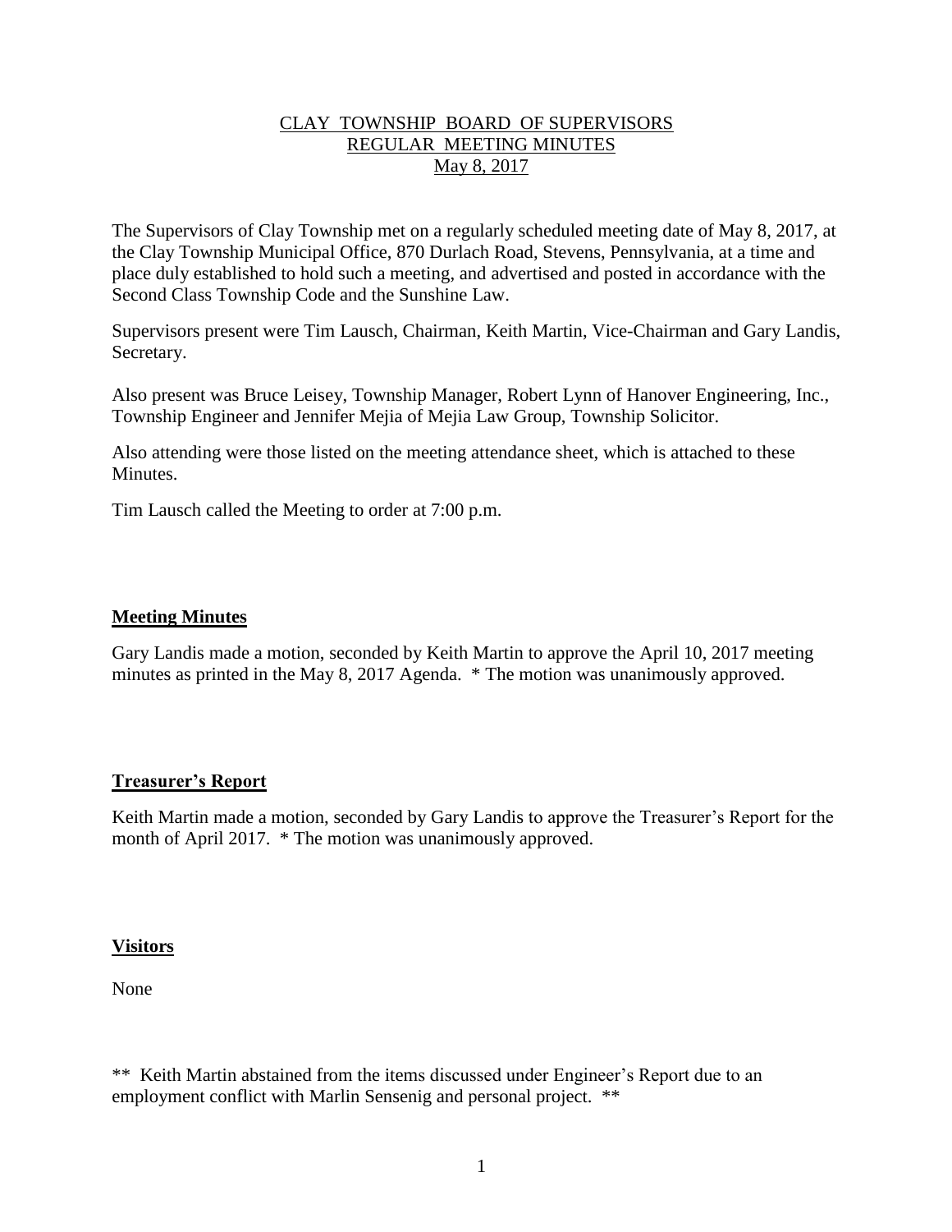# CLAY TOWNSHIP BOARD OF SUPERVISORS
## REGULAR MEETING MINUTES
### May 8, 2017

The Supervisors of Clay Township met on a regularly scheduled meeting date of May 8, 2017, at the Clay Township Municipal Office, 870 Durlach Road, Stevens, Pennsylvania, at a time and place duly established to hold such a meeting, and advertised and posted in accordance with the Second Class Township Code and the Sunshine Law.

Supervisors present were Tim Lausch, Chairman, Keith Martin, Vice-Chairman and Gary Landis, Secretary.

Also present was Bruce Leisey, Township Manager, Robert Lynn of Hanover Engineering, Inc., Township Engineer and Jennifer Mejia of Mejia Law Group, Township Solicitor.

Also attending were those listed on the meeting attendance sheet, which is attached to these Minutes.

Tim Lausch called the Meeting to order at 7:00 p.m.

**Meeting Minutes**

Gary Landis made a motion, seconded by Keith Martin to approve the April 10, 2017 meeting minutes as printed in the May 8, 2017 Agenda. * The motion was unanimously approved.

**Treasurer's Report**

Keith Martin made a motion, seconded by Gary Landis to approve the Treasurer's Report for the month of April 2017. * The motion was unanimously approved.

**Visitors**

None

** Keith Martin abstained from the items discussed under Engineer's Report due to an employment conflict with Marlin Sensenig and personal project. **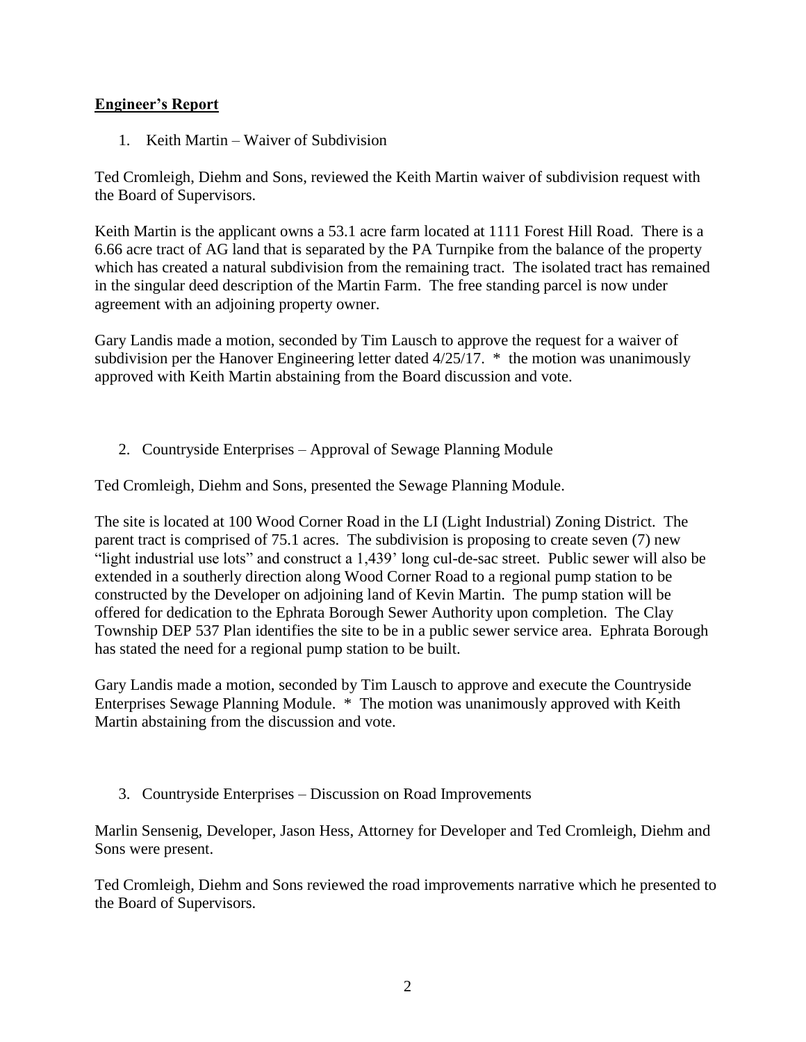## Engineer's Report

1. Keith Martin – Waiver of Subdivision

Ted Cromleigh, Diehm and Sons, reviewed the Keith Martin waiver of subdivision request with the Board of Supervisors.

Keith Martin is the applicant owns a 53.1 acre farm located at 1111 Forest Hill Road. There is a 6.66 acre tract of AG land that is separated by the PA Turnpike from the balance of the property which has created a natural subdivision from the remaining tract. The isolated tract has remained in the singular deed description of the Martin Farm. The free standing parcel is now under agreement with an adjoining property owner.

Gary Landis made a motion, seconded by Tim Lausch to approve the request for a waiver of subdivision per the Hanover Engineering letter dated 4/25/17. * the motion was unanimously approved with Keith Martin abstaining from the Board discussion and vote.

2. Countryside Enterprises – Approval of Sewage Planning Module

Ted Cromleigh, Diehm and Sons, presented the Sewage Planning Module.

The site is located at 100 Wood Corner Road in the LI (Light Industrial) Zoning District. The parent tract is comprised of 75.1 acres. The subdivision is proposing to create seven (7) new "light industrial use lots" and construct a 1,439' long cul-de-sac street. Public sewer will also be extended in a southerly direction along Wood Corner Road to a regional pump station to be constructed by the Developer on adjoining land of Kevin Martin. The pump station will be offered for dedication to the Ephrata Borough Sewer Authority upon completion. The Clay Township DEP 537 Plan identifies the site to be in a public sewer service area. Ephrata Borough has stated the need for a regional pump station to be built.

Gary Landis made a motion, seconded by Tim Lausch to approve and execute the Countryside Enterprises Sewage Planning Module. * The motion was unanimously approved with Keith Martin abstaining from the discussion and vote.

3. Countryside Enterprises – Discussion on Road Improvements

Marlin Sensenig, Developer, Jason Hess, Attorney for Developer and Ted Cromleigh, Diehm and Sons were present.

Ted Cromleigh, Diehm and Sons reviewed the road improvements narrative which he presented to the Board of Supervisors.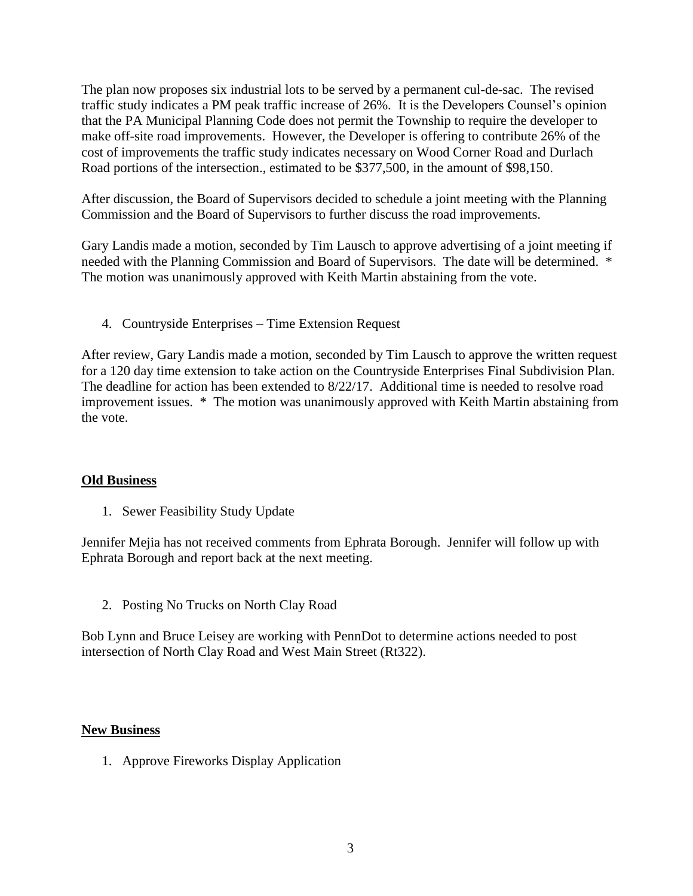The plan now proposes six industrial lots to be served by a permanent cul-de-sac. The revised traffic study indicates a PM peak traffic increase of 26%. It is the Developers Counsel's opinion that the PA Municipal Planning Code does not permit the Township to require the developer to make off-site road improvements. However, the Developer is offering to contribute 26% of the cost of improvements the traffic study indicates necessary on Wood Corner Road and Durlach Road portions of the intersection., estimated to be $377,500, in the amount of $98,150.

After discussion, the Board of Supervisors decided to schedule a joint meeting with the Planning Commission and the Board of Supervisors to further discuss the road improvements.

Gary Landis made a motion, seconded by Tim Lausch to approve advertising of a joint meeting if needed with the Planning Commission and Board of Supervisors. The date will be determined. * The motion was unanimously approved with Keith Martin abstaining from the vote.

4. Countryside Enterprises – Time Extension Request

After review, Gary Landis made a motion, seconded by Tim Lausch to approve the written request for a 120 day time extension to take action on the Countryside Enterprises Final Subdivision Plan. The deadline for action has been extended to 8/22/17. Additional time is needed to resolve road improvement issues. * The motion was unanimously approved with Keith Martin abstaining from the vote.

**Old Business**

1. Sewer Feasibility Study Update

Jennifer Mejia has not received comments from Ephrata Borough. Jennifer will follow up with Ephrata Borough and report back at the next meeting.

2. Posting No Trucks on North Clay Road

Bob Lynn and Bruce Leisey are working with PennDot to determine actions needed to post intersection of North Clay Road and West Main Street (Rt322).

**New Business**

1. Approve Fireworks Display Application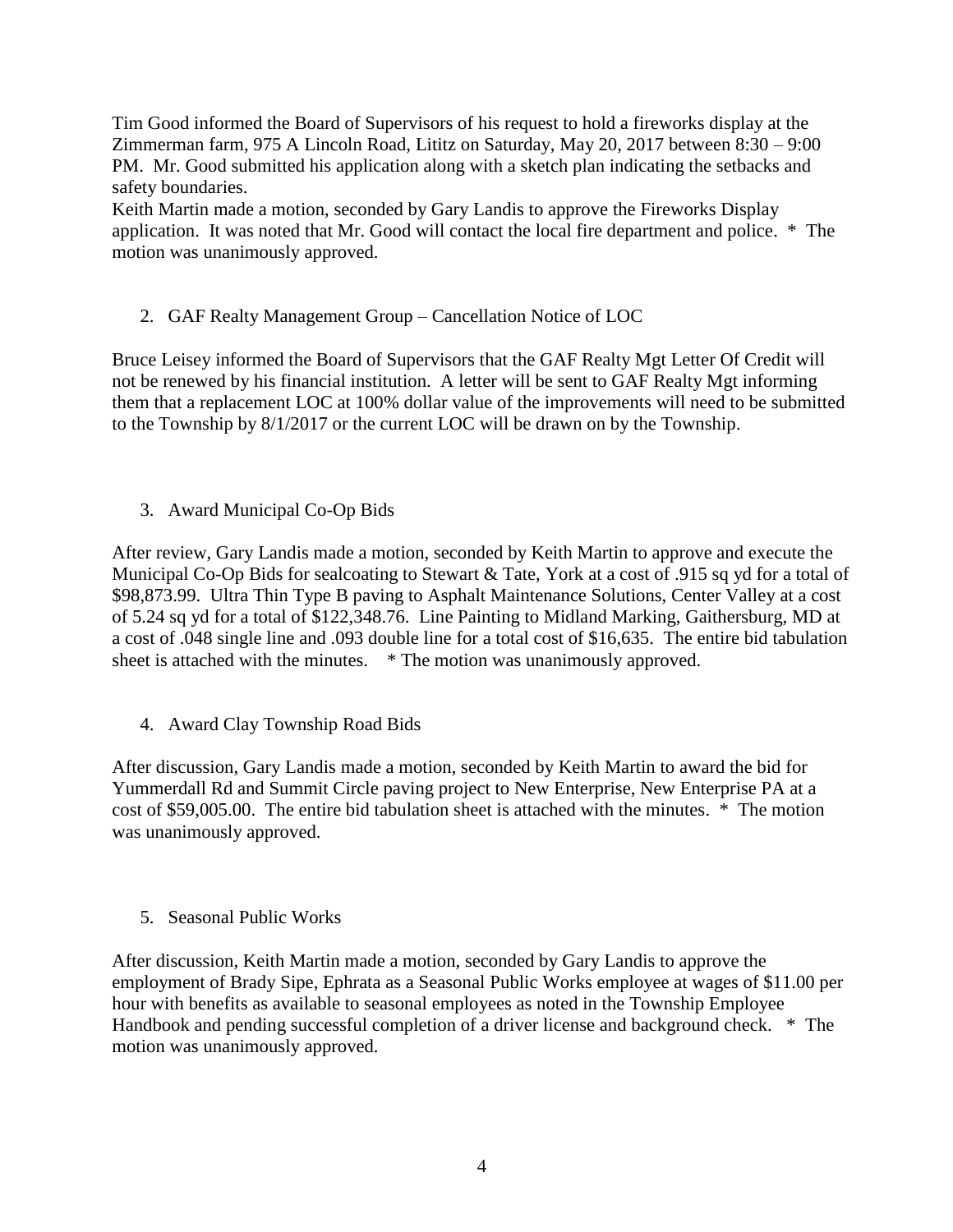Tim Good informed the Board of Supervisors of his request to hold a fireworks display at the Zimmerman farm, 975 A Lincoln Road, Lititz on Saturday, May 20, 2017 between 8:30 – 9:00 PM. Mr. Good submitted his application along with a sketch plan indicating the setbacks and safety boundaries.

Keith Martin made a motion, seconded by Gary Landis to approve the Fireworks Display application. It was noted that Mr. Good will contact the local fire department and police. * The motion was unanimously approved.

2. GAF Realty Management Group – Cancellation Notice of LOC

Bruce Leisey informed the Board of Supervisors that the GAF Realty Mgt Letter Of Credit will not be renewed by his financial institution. A letter will be sent to GAF Realty Mgt informing them that a replacement LOC at 100% dollar value of the improvements will need to be submitted to the Township by 8/1/2017 or the current LOC will be drawn on by the Township.

3. Award Municipal Co-Op Bids

After review, Gary Landis made a motion, seconded by Keith Martin to approve and execute the Municipal Co-Op Bids for sealcoating to Stewart & Tate, York at a cost of .915 sq yd for a total of $98,873.99. Ultra Thin Type B paving to Asphalt Maintenance Solutions, Center Valley at a cost of 5.24 sq yd for a total of $122,348.76. Line Painting to Midland Marking, Gaithersburg, MD at a cost of .048 single line and .093 double line for a total cost of $16,635. The entire bid tabulation sheet is attached with the minutes. * The motion was unanimously approved.

4. Award Clay Township Road Bids

After discussion, Gary Landis made a motion, seconded by Keith Martin to award the bid for Yummerdall Rd and Summit Circle paving project to New Enterprise, New Enterprise PA at a cost of $59,005.00. The entire bid tabulation sheet is attached with the minutes. * The motion was unanimously approved.

5. Seasonal Public Works

After discussion, Keith Martin made a motion, seconded by Gary Landis to approve the employment of Brady Sipe, Ephrata as a Seasonal Public Works employee at wages of $11.00 per hour with benefits as available to seasonal employees as noted in the Township Employee Handbook and pending successful completion of a driver license and background check. * The motion was unanimously approved.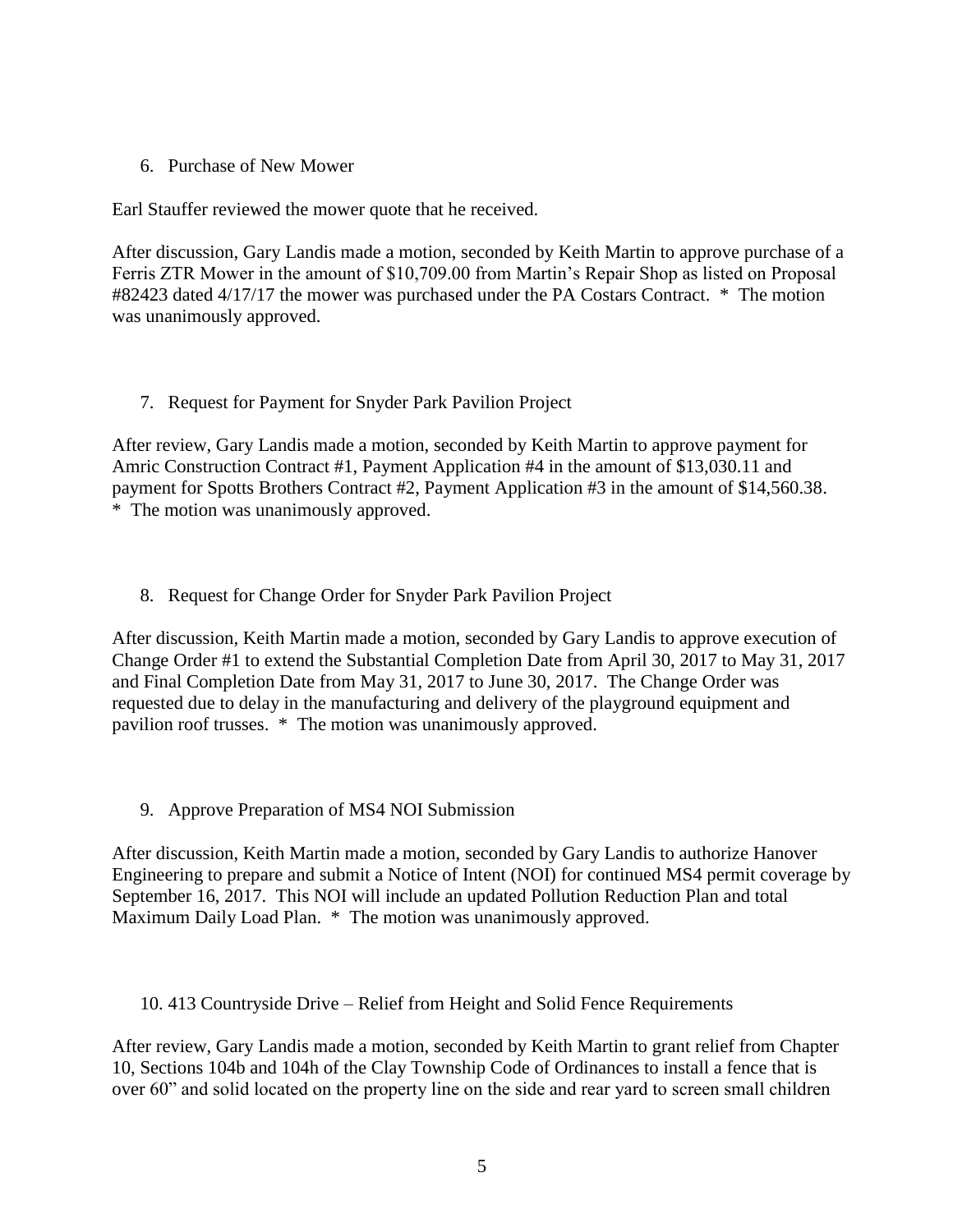6. Purchase of New Mower

Earl Stauffer reviewed the mower quote that he received.

After discussion, Gary Landis made a motion, seconded by Keith Martin to approve purchase of a Ferris ZTR Mower in the amount of $10,709.00 from Martin's Repair Shop as listed on Proposal #82423 dated 4/17/17 the mower was purchased under the PA Costars Contract. * The motion was unanimously approved.

7. Request for Payment for Snyder Park Pavilion Project

After review, Gary Landis made a motion, seconded by Keith Martin to approve payment for Amric Construction Contract #1, Payment Application #4 in the amount of $13,030.11 and payment for Spotts Brothers Contract #2, Payment Application #3 in the amount of $14,560.38. * The motion was unanimously approved.

8. Request for Change Order for Snyder Park Pavilion Project

After discussion, Keith Martin made a motion, seconded by Gary Landis to approve execution of Change Order #1 to extend the Substantial Completion Date from April 30, 2017 to May 31, 2017 and Final Completion Date from May 31, 2017 to June 30, 2017. The Change Order was requested due to delay in the manufacturing and delivery of the playground equipment and pavilion roof trusses. * The motion was unanimously approved.

9. Approve Preparation of MS4 NOI Submission

After discussion, Keith Martin made a motion, seconded by Gary Landis to authorize Hanover Engineering to prepare and submit a Notice of Intent (NOI) for continued MS4 permit coverage by September 16, 2017. This NOI will include an updated Pollution Reduction Plan and total Maximum Daily Load Plan. * The motion was unanimously approved.

10. 413 Countryside Drive – Relief from Height and Solid Fence Requirements

After review, Gary Landis made a motion, seconded by Keith Martin to grant relief from Chapter 10, Sections 104b and 104h of the Clay Township Code of Ordinances to install a fence that is over 60" and solid located on the property line on the side and rear yard to screen small children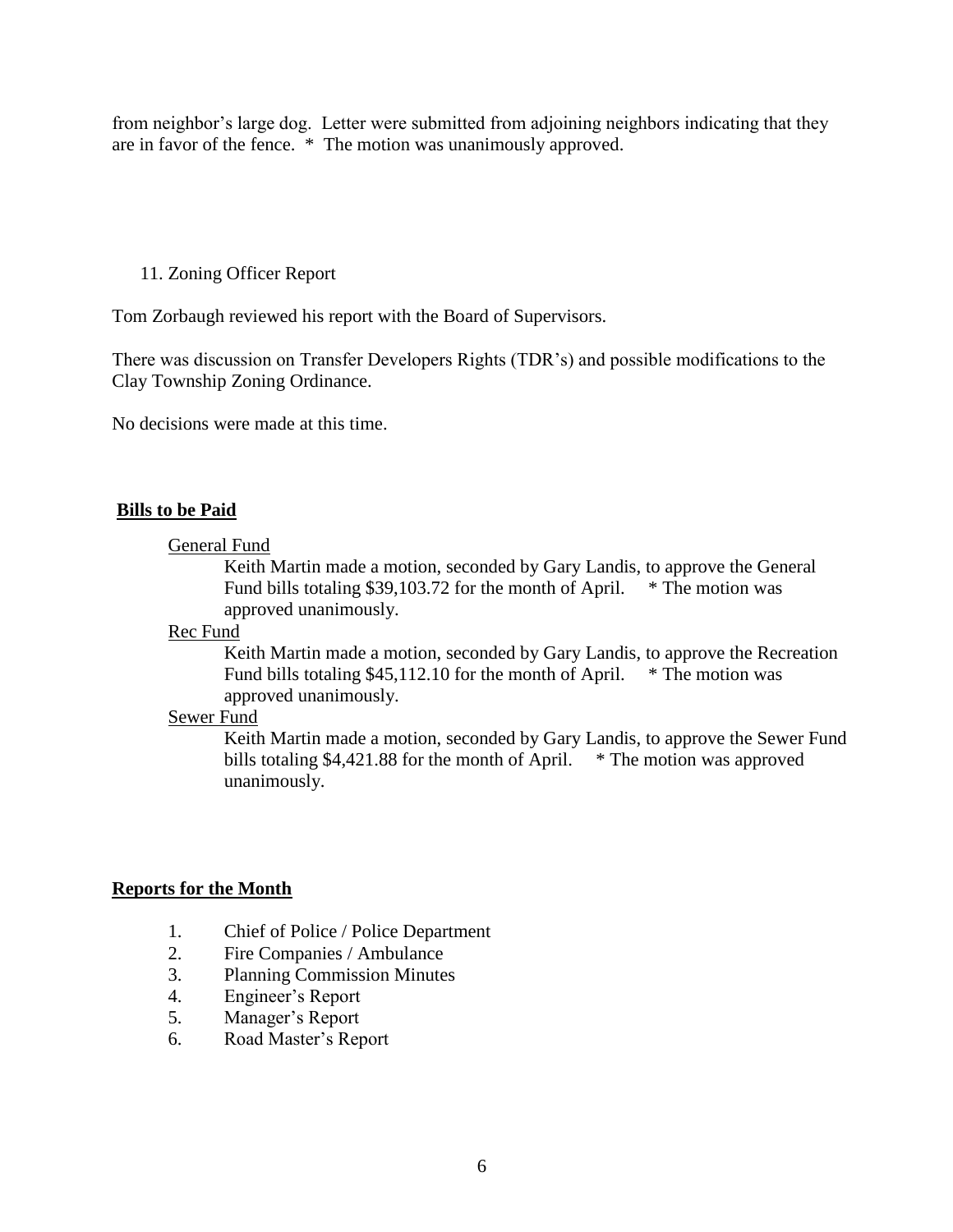from neighbor's large dog. Letter were submitted from adjoining neighbors indicating that they are in favor of the fence. * The motion was unanimously approved.

11. Zoning Officer Report

Tom Zorbaugh reviewed his report with the Board of Supervisors.

There was discussion on Transfer Developers Rights (TDR's) and possible modifications to the Clay Township Zoning Ordinance.

No decisions were made at this time.

**Bills to be Paid**

General Fund

Keith Martin made a motion, seconded by Gary Landis, to approve the General Fund bills totaling $39,103.72 for the month of April. * The motion was approved unanimously.

Rec Fund

Keith Martin made a motion, seconded by Gary Landis, to approve the Recreation Fund bills totaling $45,112.10 for the month of April. * The motion was approved unanimously.

Sewer Fund

Keith Martin made a motion, seconded by Gary Landis, to approve the Sewer Fund bills totaling $4,421.88 for the month of April. * The motion was approved unanimously.

**Reports for the Month**

1. Chief of Police / Police Department
2. Fire Companies / Ambulance
3. Planning Commission Minutes
4. Engineer's Report
5. Manager's Report
6. Road Master's Report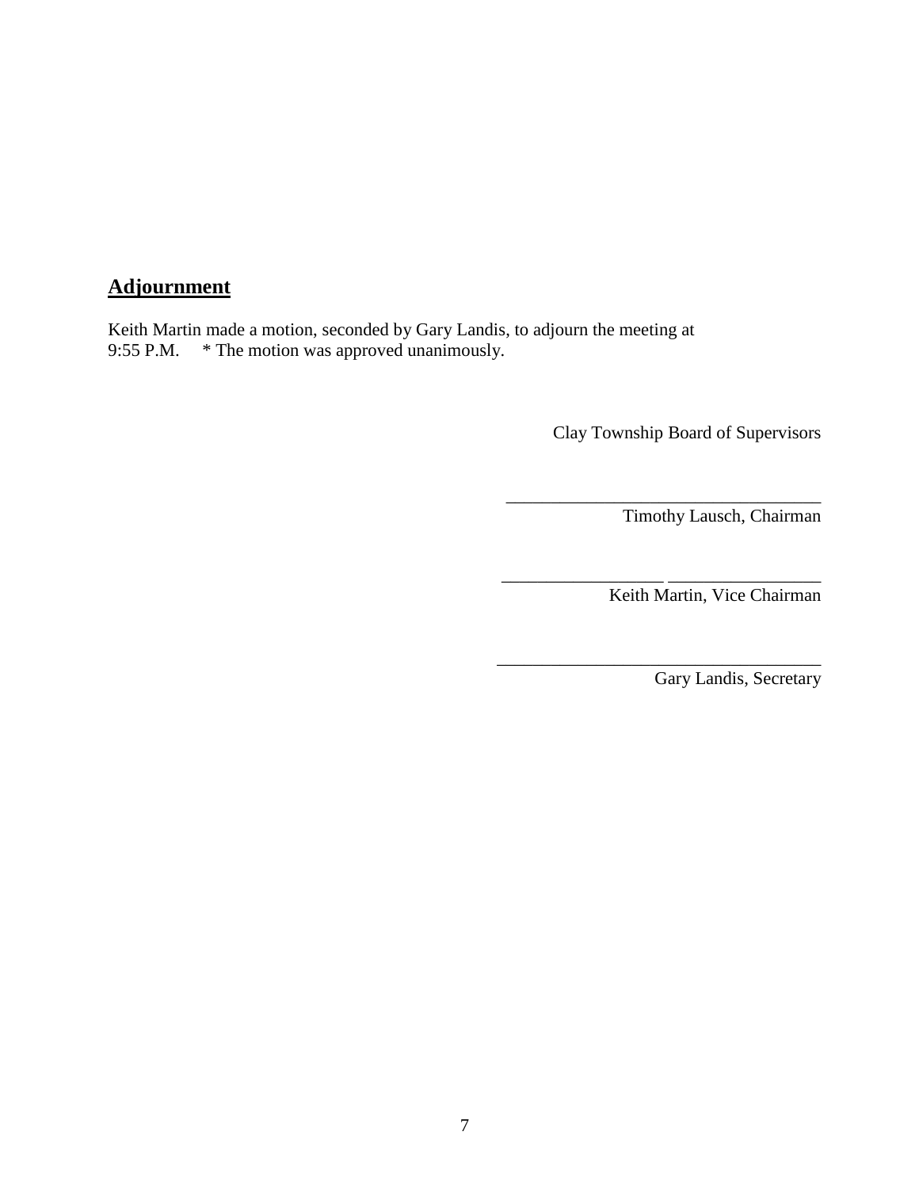## Adjournment

Keith Martin made a motion, seconded by Gary Landis, to adjourn the meeting at 9:55 P.M. * The motion was approved unanimously.

Clay Township Board of Supervisors

\_\_\_\_\_\_\_\_\_\_\_\_\_\_\_\_\_\_\_\_\_\_\_\_\_\_\_\_\_\_\_\_\_\_\_\_
Timothy Lausch, Chairman

\_\_\_\_\_\_\_\_\_\_\_\_\_\_\_\_\_\_ \_\_\_\_\_\_\_\_\_\_\_\_\_\_\_\_\_
Keith Martin, Vice Chairman

\_\_\_\_\_\_\_\_\_\_\_\_\_\_\_\_\_\_\_\_\_\_\_\_\_\_\_\_\_\_\_\_\_\_\_\_\_
Gary Landis, Secretary